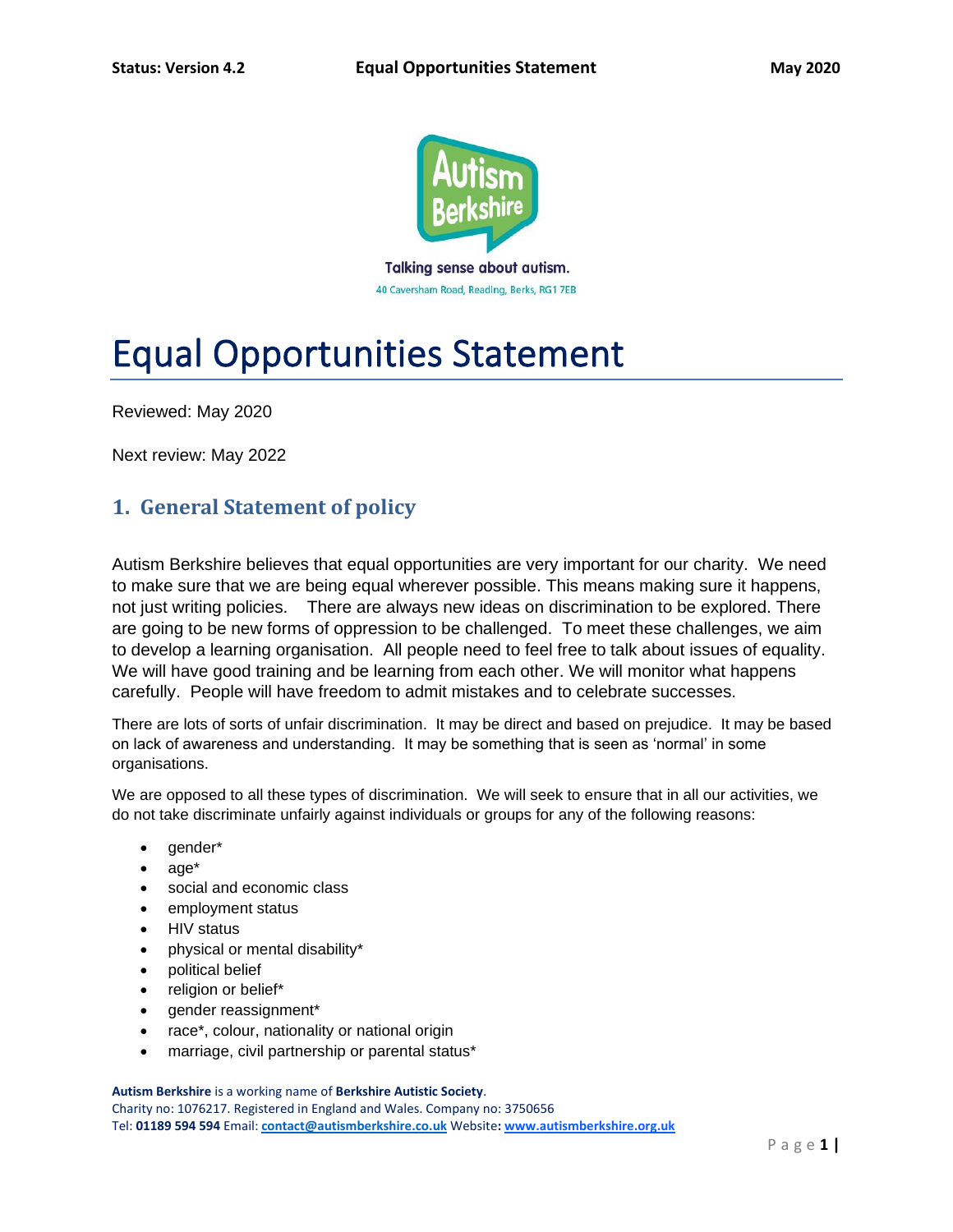Talking sense about autism.

40 Caversham Road, Reading, Berks, RG1 7EB

# Equal Opportunities Statement

Reviewed: May 2020

Next review: May 2022

## 1. General Statement of policy

Autism Berkshire believes that equal opportunities are very important for our charity. We need to make sure that we are being equal wherever possible. This means making sure it happens, not just writing policies. There are always new ideas on discrimination to be explored. There are going to be new forms of oppression to be challenged. To meet these challenges, we aim to develop a learning organisation. All people need to feel free to talk about issues of equality. We will have good training and be learning from each other. We will monitor what happens carefully. People will have freedom to admit mistakes and to celebrate successes.

There are lots of sorts of unfair discrimination. It may be direct and based on prejudice. It may be based on lack of awareness and understanding. It may be something that is seen as 'normal' in some organisations.

We are opposed to all these types of discrimination. We will seek to ensure that in all our activities, we do not take discriminate unfairly against individuals or groups for any of the following reasons:

- gender*
- age*
- social and economic class
- employment status
- HIV status
- physical or mental disability*
- political belief
- religion or belief*
- gender reassignment*
- race*, colour, nationality or national origin
- marriage, civil partnership or parental status*

**Autism Berkshire** is a working name of **Berkshire Autistic Society**.
Charity no: 1076217. Registered in England and Wales. Company no: 3750656
Tel: **01189 594 594** Email: **contact@autismberkshire.co.uk** Website: **www.autismberkshire.org.uk**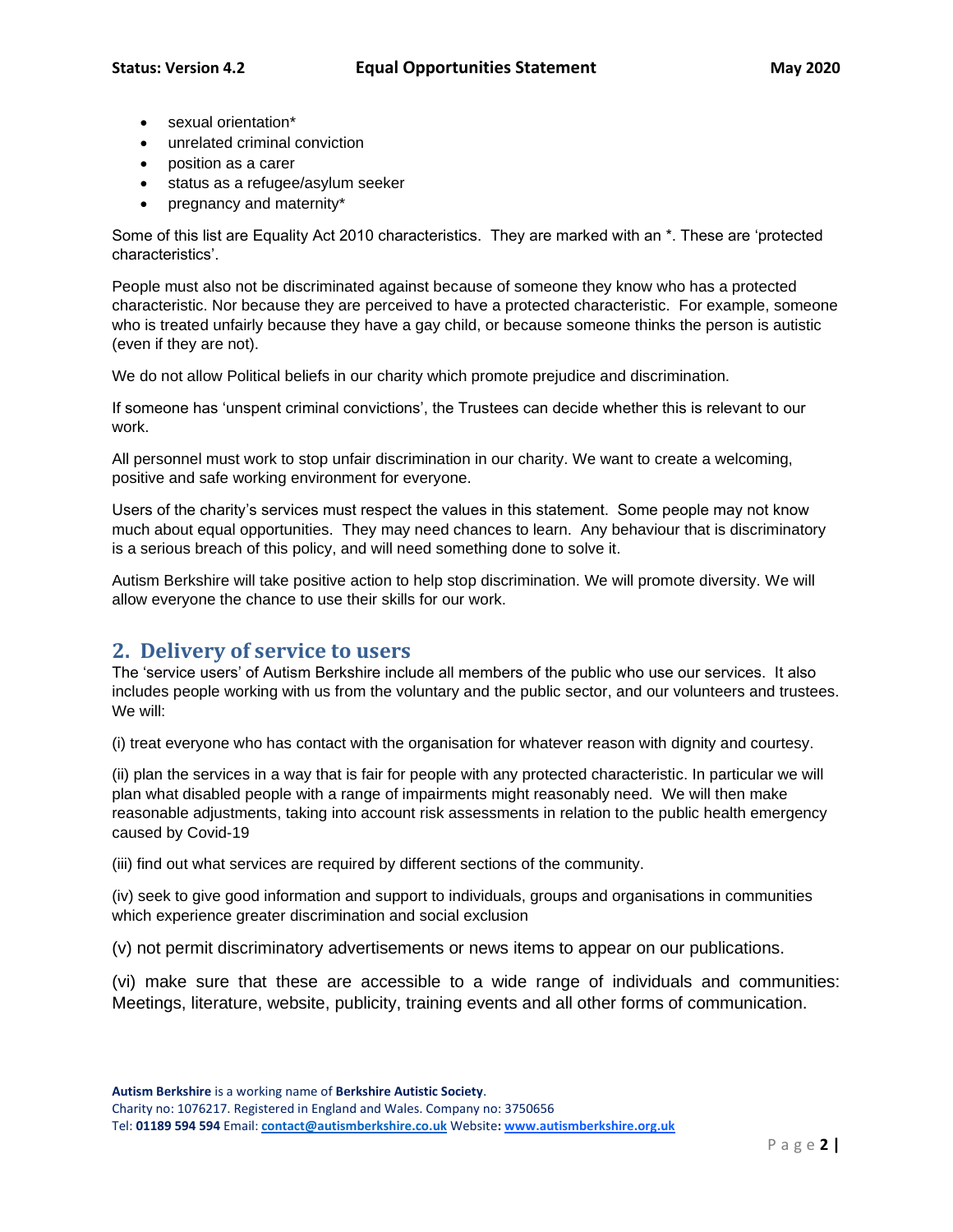- sexual orientation*
- unrelated criminal conviction
- position as a carer
- status as a refugee/asylum seeker
- pregnancy and maternity*

Some of this list are Equality Act 2010 characteristics. They are marked with an *. These are 'protected characteristics'.

People must also not be discriminated against because of someone they know who has a protected characteristic. Nor because they are perceived to have a protected characteristic. For example, someone who is treated unfairly because they have a gay child, or because someone thinks the person is autistic (even if they are not).

We do not allow Political beliefs in our charity which promote prejudice and discrimination.

If someone has 'unspent criminal convictions', the Trustees can decide whether this is relevant to our work.

All personnel must work to stop unfair discrimination in our charity. We want to create a welcoming, positive and safe working environment for everyone.

Users of the charity's services must respect the values in this statement. Some people may not know much about equal opportunities. They may need chances to learn. Any behaviour that is discriminatory is a serious breach of this policy, and will need something done to solve it.

Autism Berkshire will take positive action to help stop discrimination. We will promote diversity. We will allow everyone the chance to use their skills for our work.

## 2. Delivery of service to users

The 'service users' of Autism Berkshire include all members of the public who use our services. It also includes people working with us from the voluntary and the public sector, and our volunteers and trustees. We will:

(i) treat everyone who has contact with the organisation for whatever reason with dignity and courtesy.

(ii) plan the services in a way that is fair for people with any protected characteristic. In particular we will plan what disabled people with a range of impairments might reasonably need. We will then make reasonable adjustments, taking into account risk assessments in relation to the public health emergency caused by Covid-19

(iii) find out what services are required by different sections of the community.

(iv) seek to give good information and support to individuals, groups and organisations in communities which experience greater discrimination and social exclusion

(v) not permit discriminatory advertisements or news items to appear on our publications.

(vi) make sure that these are accessible to a wide range of individuals and communities: Meetings, literature, website, publicity, training events and all other forms of communication.

**Autism Berkshire** is a working name of **Berkshire Autistic Society**.
Charity no: 1076217. Registered in England and Wales. Company no: 3750656
Tel: **01189 594 594** Email: **contact@autismberkshire.co.uk** Website: **www.autismberkshire.org.uk**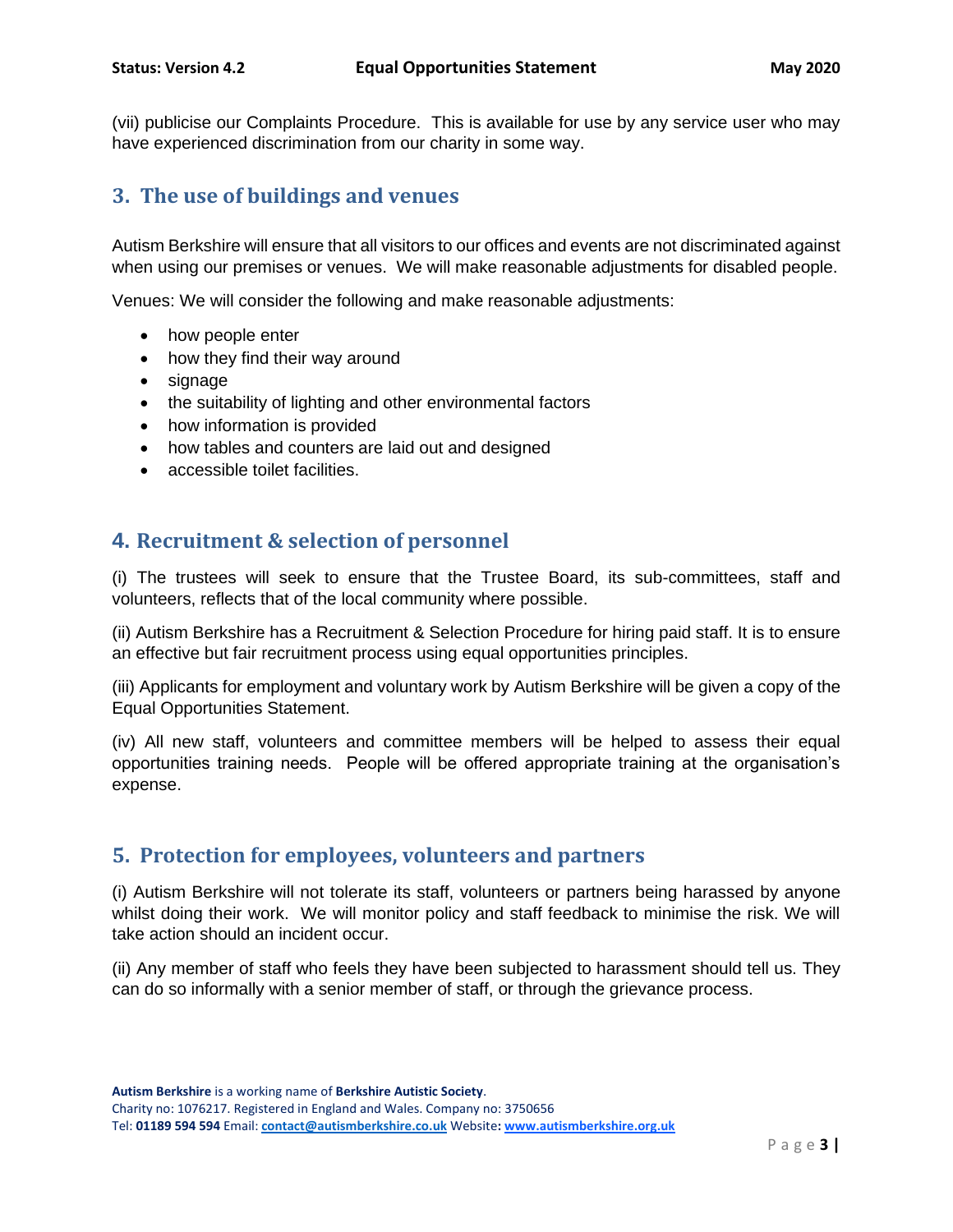(vii) publicise our Complaints Procedure. This is available for use by any service user who may have experienced discrimination from our charity in some way.

## 3. The use of buildings and venues

Autism Berkshire will ensure that all visitors to our offices and events are not discriminated against when using our premises or venues. We will make reasonable adjustments for disabled people.

Venues: We will consider the following and make reasonable adjustments:

- how people enter
- how they find their way around
- signage
- the suitability of lighting and other environmental factors
- how information is provided
- how tables and counters are laid out and designed
- accessible toilet facilities.

## 4. Recruitment & selection of personnel

(i) The trustees will seek to ensure that the Trustee Board, its sub-committees, staff and volunteers, reflects that of the local community where possible.

(ii) Autism Berkshire has a Recruitment & Selection Procedure for hiring paid staff. It is to ensure an effective but fair recruitment process using equal opportunities principles.

(iii) Applicants for employment and voluntary work by Autism Berkshire will be given a copy of the Equal Opportunities Statement.

(iv) All new staff, volunteers and committee members will be helped to assess their equal opportunities training needs. People will be offered appropriate training at the organisation's expense.

## 5. Protection for employees, volunteers and partners

(i) Autism Berkshire will not tolerate its staff, volunteers or partners being harassed by anyone whilst doing their work. We will monitor policy and staff feedback to minimise the risk. We will take action should an incident occur.

(ii) Any member of staff who feels they have been subjected to harassment should tell us. They can do so informally with a senior member of staff, or through the grievance process.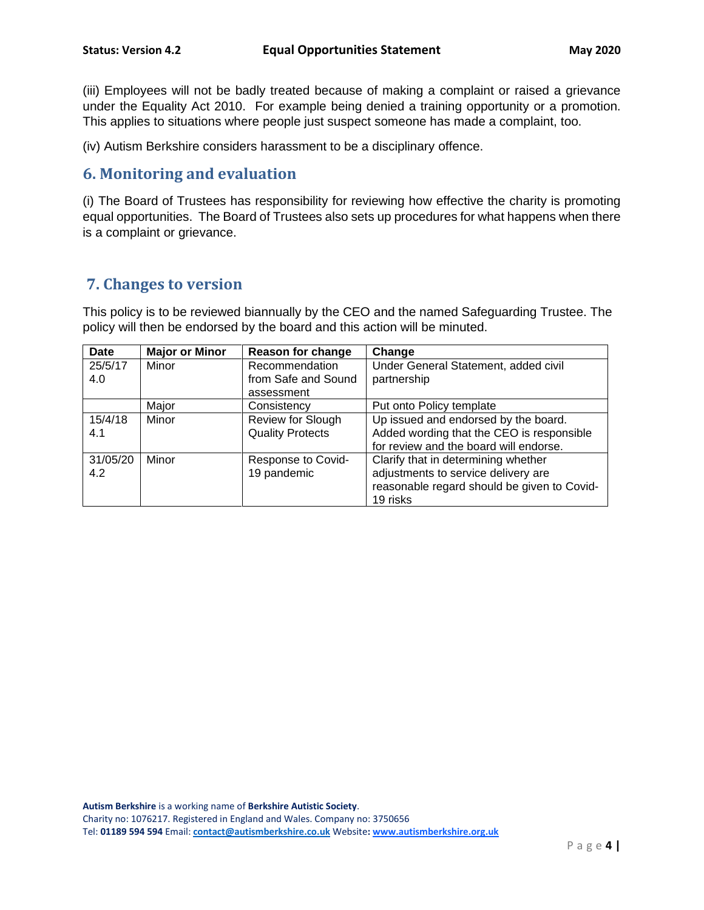(iii) Employees will not be badly treated because of making a complaint or raised a grievance under the Equality Act 2010. For example being denied a training opportunity or a promotion. This applies to situations where people just suspect someone has made a complaint, too.

(iv) Autism Berkshire considers harassment to be a disciplinary offence.

## 6. Monitoring and evaluation

(i) The Board of Trustees has responsibility for reviewing how effective the charity is promoting equal opportunities. The Board of Trustees also sets up procedures for what happens when there is a complaint or grievance.

## 7. Changes to version

This policy is to be reviewed biannually by the CEO and the named Safeguarding Trustee. The policy will then be endorsed by the board and this action will be minuted.

| Date | Major or Minor | Reason for change | Change |
|---|---|---|---|
| 25/5/17 4.0 | Minor | Recommendation from Safe and Sound assessment | Under General Statement, added civil partnership |
| | Major | Consistency | Put onto Policy template |
| 15/4/18 4.1 | Minor | Review for Slough Quality Protects | Up issued and endorsed by the board. Added wording that the CEO is responsible for review and the board will endorse. |
| 31/05/20 4.2 | Minor | Response to Covid-19 pandemic | Clarify that in determining whether adjustments to service delivery are reasonable regard should be given to Covid-19 risks |

**Autism Berkshire** is a working name of **Berkshire Autistic Society**.
Charity no: 1076217. Registered in England and Wales. Company no: 3750656
Tel: **01189 594 594** Email: **contact@autismberkshire.co.uk** Website: **www.autismberkshire.org.uk**